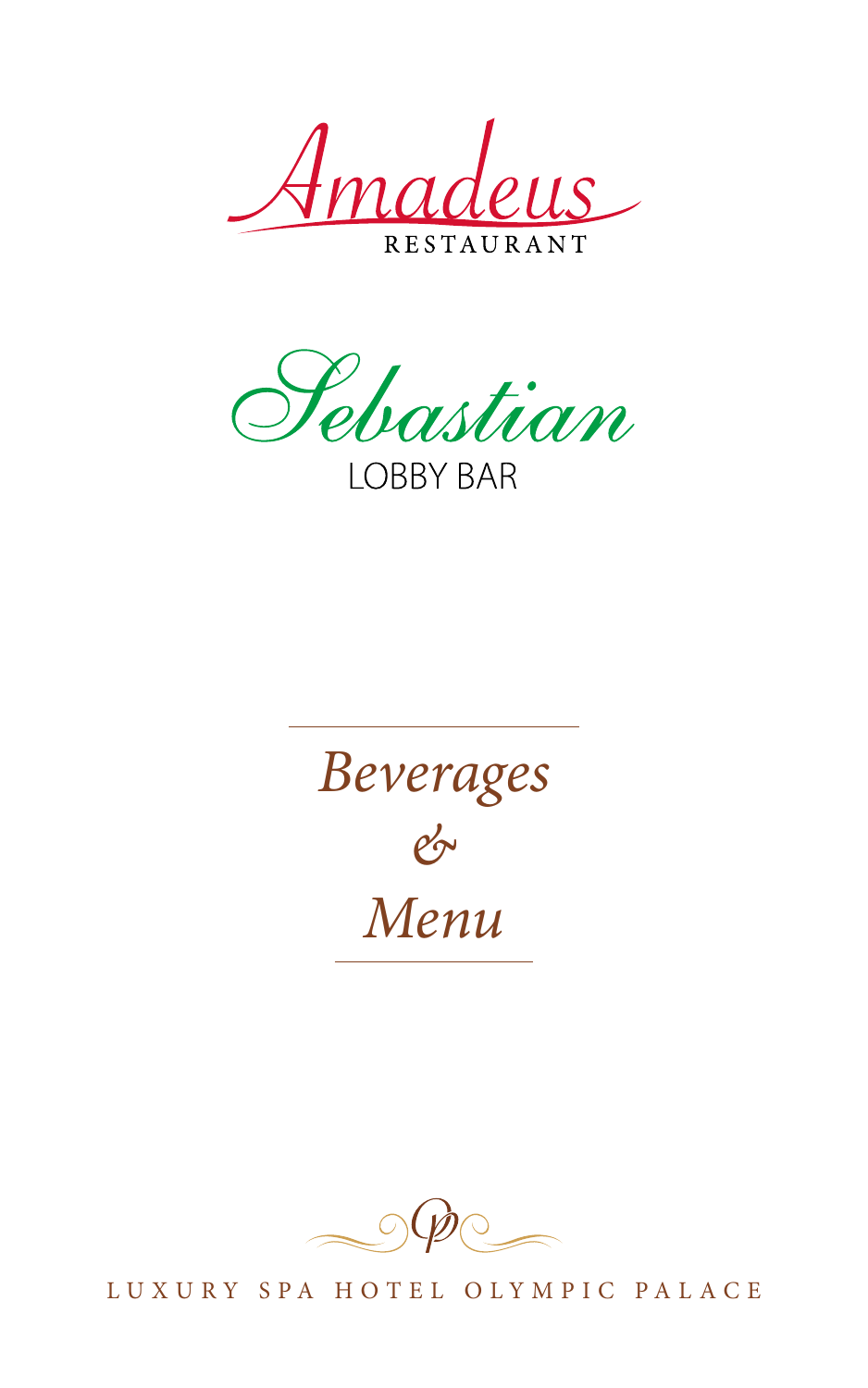# Amadeus

RESTAURANT

# Sebastian

LOBBY BAR

## *Beverages & Menu*

LUXURY SPA HOTEL OLYMPIC PALACE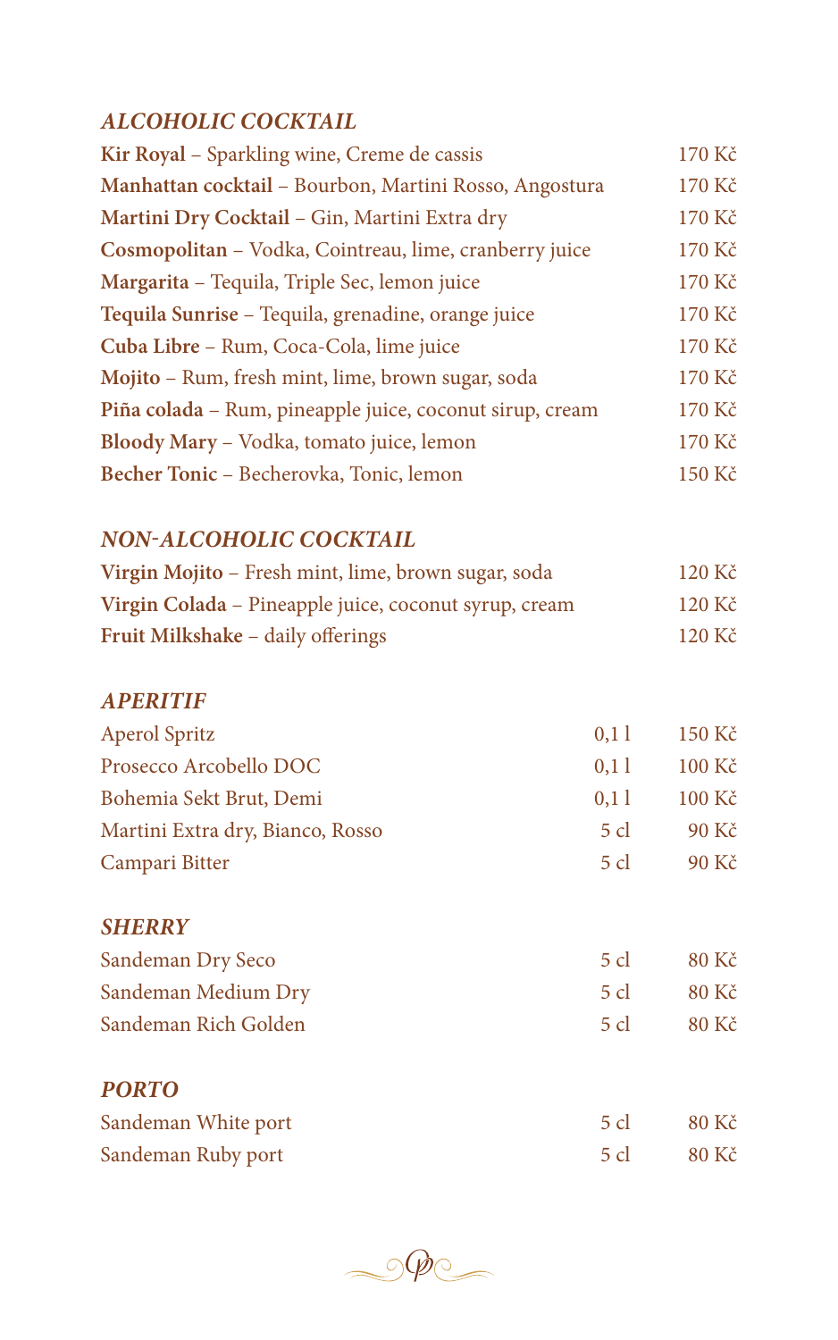## *ALCOHOLIC COCKTAIL*

| | |
|---|---|
| **Kir Royal** – Sparkling wine, Creme de cassis | 170 Kč |
| **Manhattan cocktail** – Bourbon, Martini Rosso, Angostura | 170 Kč |
| **Martini Dry Cocktail** – Gin, Martini Extra dry | 170 Kč |
| **Cosmopolitan** – Vodka, Cointreau, lime, cranberry juice | 170 Kč |
| **Margarita** – Tequila, Triple Sec, lemon juice | 170 Kč |
| **Tequila Sunrise** – Tequila, grenadine, orange juice | 170 Kč |
| **Cuba Libre** – Rum, Coca-Cola, lime juice | 170 Kč |
| **Mojito** – Rum, fresh mint, lime, brown sugar, soda | 170 Kč |
| **Piña colada** – Rum, pineapple juice, coconut sirup, cream | 170 Kč |
| **Bloody Mary** – Vodka, tomato juice, lemon | 170 Kč |
| **Becher Tonic** – Becherovka, Tonic, lemon | 150 Kč |

## *NON-ALCOHOLIC COCKTAIL*

| | |
|---|---|
| **Virgin Mojito** – Fresh mint, lime, brown sugar, soda | 120 Kč |
| **Virgin Colada** – Pineapple juice, coconut syrup, cream | 120 Kč |
| **Fruit Milkshake** – daily offerings | 120 Kč |

## *APERITIF*

| | | |
|---|---|---|
| Aperol Spritz | 0,1 l | 150 Kč |
| Prosecco Arcobello DOC | 0,1 l | 100 Kč |
| Bohemia Sekt Brut, Demi | 0,1 l | 100 Kč |
| Martini Extra dry, Bianco, Rosso | 5 cl | 90 Kč |
| Campari Bitter | 5 cl | 90 Kč |

## *SHERRY*

| | | |
|---|---|---|
| Sandeman Dry Seco | 5 cl | 80 Kč |
| Sandeman Medium Dry | 5 cl | 80 Kč |
| Sandeman Rich Golden | 5 cl | 80 Kč |

## *PORTO*

| | | |
|---|---|---|
| Sandeman White port | 5 cl | 80 Kč |
| Sandeman Ruby port | 5 cl | 80 Kč |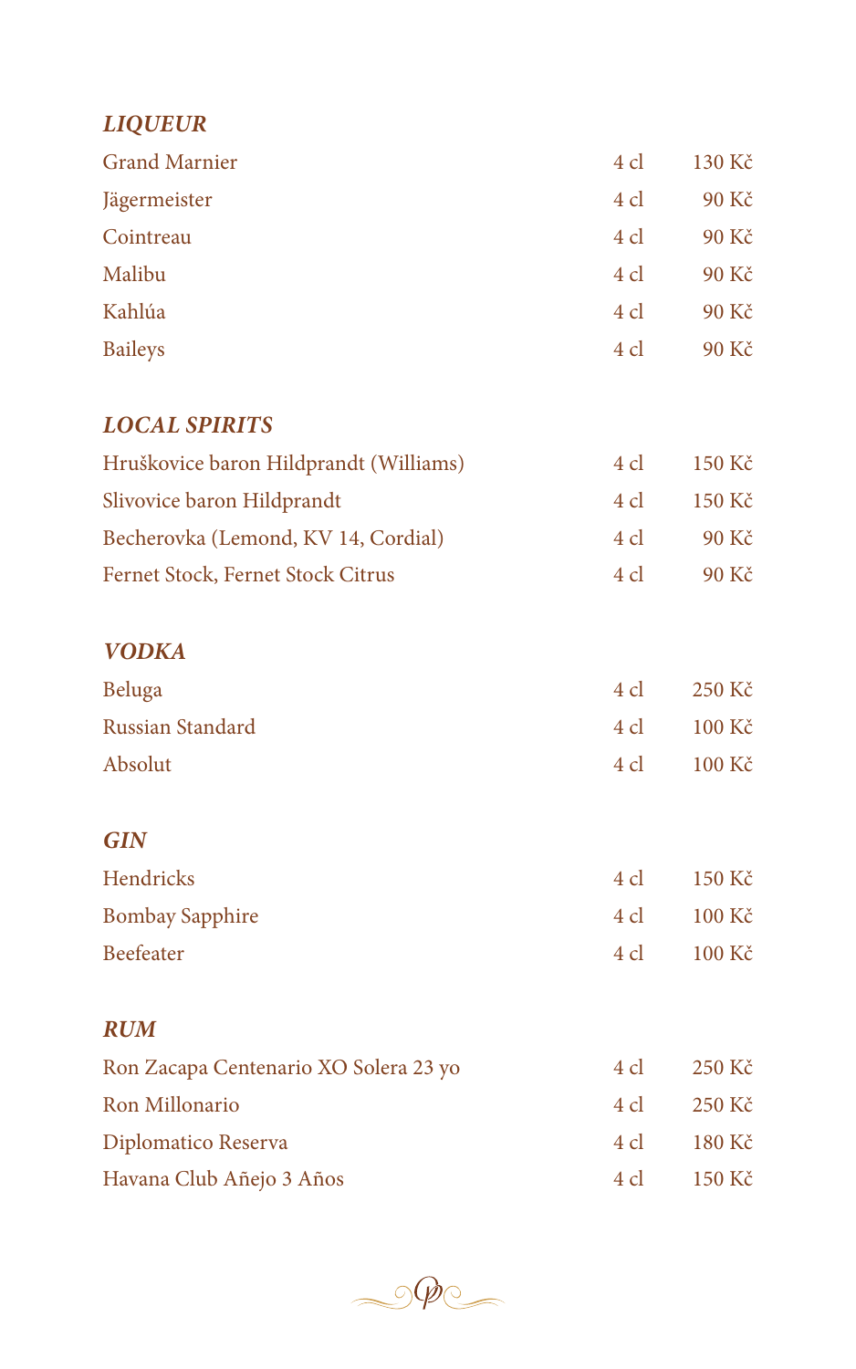### *LIQUEUR*

| | | |
|---|---|---|
| Grand Marnier | 4 cl | 130 Kč |
| Jägermeister | 4 cl | 90 Kč |
| Cointreau | 4 cl | 90 Kč |
| Malibu | 4 cl | 90 Kč |
| Kahlúa | 4 cl | 90 Kč |
| Baileys | 4 cl | 90 Kč |

### *LOCAL SPIRITS*

| | | |
|---|---|---|
| Hruškovice baron Hildprandt (Williams) | 4 cl | 150 Kč |
| Slivovice baron Hildprandt | 4 cl | 150 Kč |
| Becherovka (Lemond, KV 14, Cordial) | 4 cl | 90 Kč |
| Fernet Stock, Fernet Stock Citrus | 4 cl | 90 Kč |

### *VODKA*

| | | |
|---|---|---|
| Beluga | 4 cl | 250 Kč |
| Russian Standard | 4 cl | 100 Kč |
| Absolut | 4 cl | 100 Kč |

### *GIN*

| | | |
|---|---|---|
| Hendricks | 4 cl | 150 Kč |
| Bombay Sapphire | 4 cl | 100 Kč |
| Beefeater | 4 cl | 100 Kč |

### *RUM*

| | | |
|---|---|---|
| Ron Zacapa Centenario XO Solera 23 yo | 4 cl | 250 Kč |
| Ron Millonario | 4 cl | 250 Kč |
| Diplomatico Reserva | 4 cl | 180 Kč |
| Havana Club Añejo 3 Años | 4 cl | 150 Kč |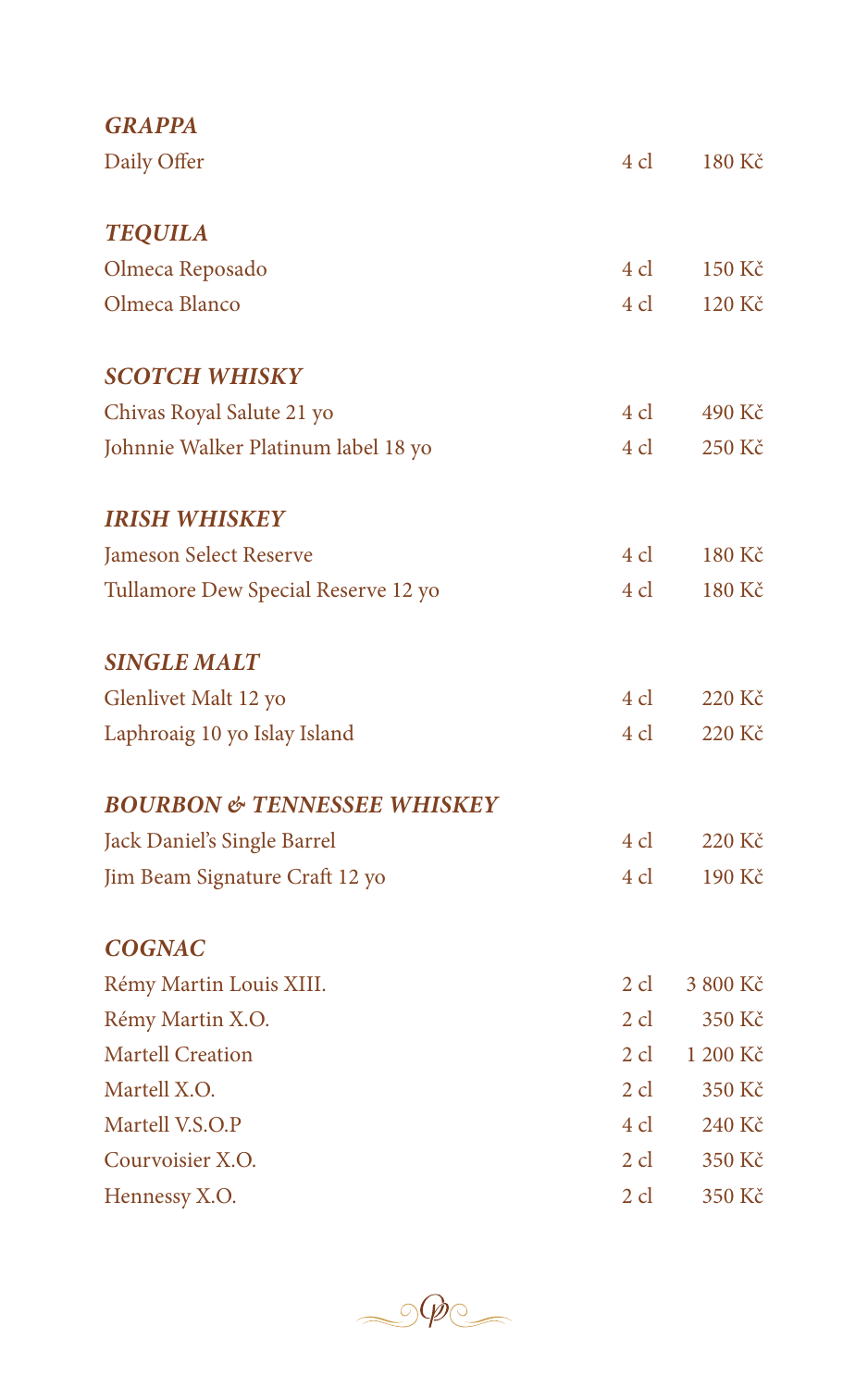### *GRAPPA*

| | | |
|---|---|---|
| Daily Offer | 4 cl | 180 Kč |

### *TEQUILA*

| | | |
|---|---|---|
| Olmeca Reposado | 4 cl | 150 Kč |
| Olmeca Blanco | 4 cl | 120 Kč |

### *SCOTCH WHISKY*

| | | |
|---|---|---|
| Chivas Royal Salute 21 yo | 4 cl | 490 Kč |
| Johnnie Walker Platinum label 18 yo | 4 cl | 250 Kč |

### *IRISH WHISKEY*

| | | |
|---|---|---|
| Jameson Select Reserve | 4 cl | 180 Kč |
| Tullamore Dew Special Reserve 12 yo | 4 cl | 180 Kč |

### *SINGLE MALT*

| | | |
|---|---|---|
| Glenlivet Malt 12 yo | 4 cl | 220 Kč |
| Laphroaig 10 yo Islay Island | 4 cl | 220 Kč |

### *BOURBON & TENNESSEE WHISKEY*

| | | |
|---|---|---|
| Jack Daniel's Single Barrel | 4 cl | 220 Kč |
| Jim Beam Signature Craft 12 yo | 4 cl | 190 Kč |

### *COGNAC*

| | | |
|---|---|---|
| Rémy Martin Louis XIII. | 2 cl | 3 800 Kč |
| Rémy Martin X.O. | 2 cl | 350 Kč |
| Martell Creation | 2 cl | 1 200 Kč |
| Martell X.O. | 2 cl | 350 Kč |
| Martell V.S.O.P | 4 cl | 240 Kč |
| Courvoisier X.O. | 2 cl | 350 Kč |
| Hennessy X.O. | 2 cl | 350 Kč |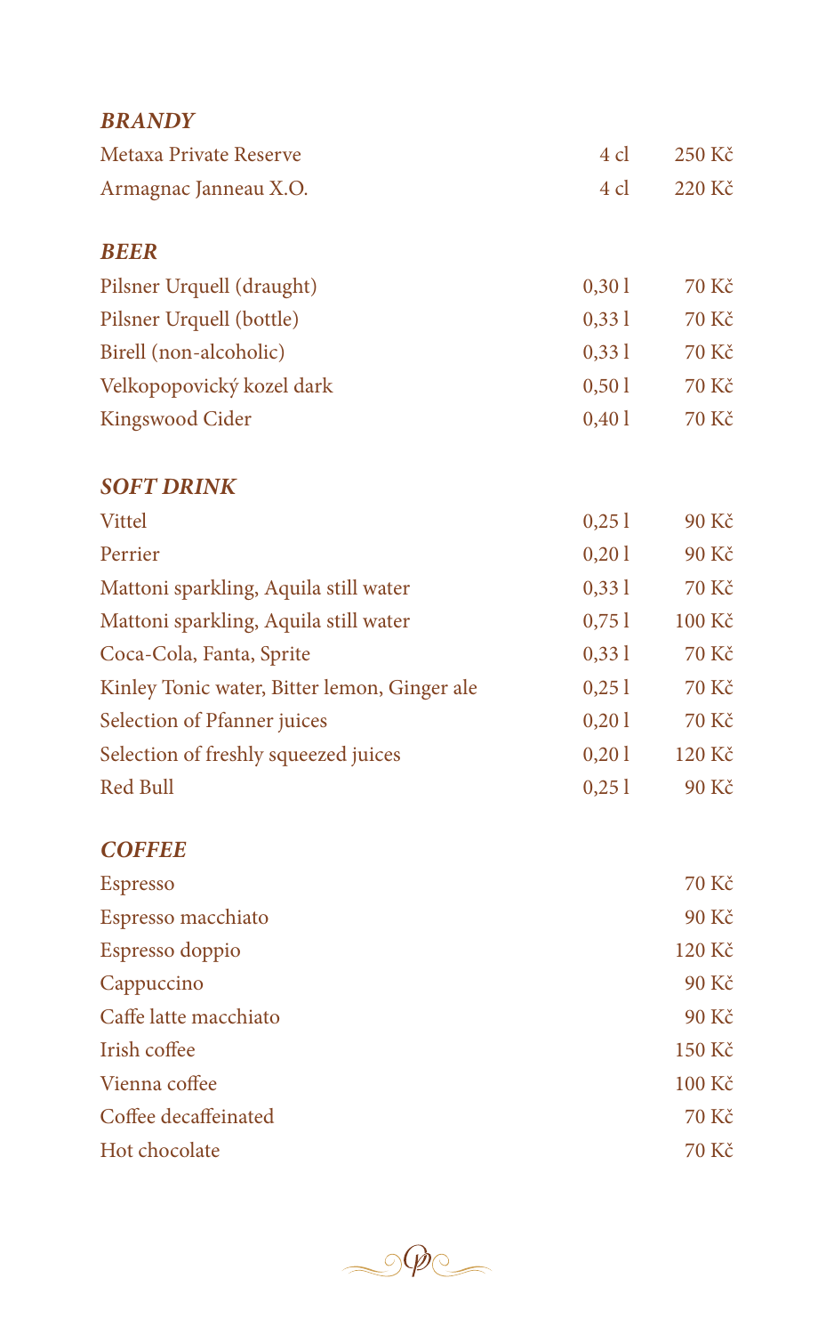### *BRANDY*

| | | |
|---|---|---|
| Metaxa Private Reserve | 4 cl | 250 Kč |
| Armagnac Janneau X.O. | 4 cl | 220 Kč |

### *BEER*

| | | |
|---|---|---|
| Pilsner Urquell (draught) | 0,30 l | 70 Kč |
| Pilsner Urquell (bottle) | 0,33 l | 70 Kč |
| Birell (non-alcoholic) | 0,33 l | 70 Kč |
| Velkopopovický kozel dark | 0,50 l | 70 Kč |
| Kingswood Cider | 0,40 l | 70 Kč |

### *SOFT DRINK*

| | | |
|---|---|---|
| Vittel | 0,25 l | 90 Kč |
| Perrier | 0,20 l | 90 Kč |
| Mattoni sparkling, Aquila still water | 0,33 l | 70 Kč |
| Mattoni sparkling, Aquila still water | 0,75 l | 100 Kč |
| Coca-Cola, Fanta, Sprite | 0,33 l | 70 Kč |
| Kinley Tonic water, Bitter lemon, Ginger ale | 0,25 l | 70 Kč |
| Selection of Pfanner juices | 0,20 l | 70 Kč |
| Selection of freshly squeezed juices | 0,20 l | 120 Kč |
| Red Bull | 0,25 l | 90 Kč |

### *COFFEE*

| | |
|---|---|
| Espresso | 70 Kč |
| Espresso macchiato | 90 Kč |
| Espresso doppio | 120 Kč |
| Cappuccino | 90 Kč |
| Caffe latte macchiato | 90 Kč |
| Irish coffee | 150 Kč |
| Vienna coffee | 100 Kč |
| Coffee decaffeinated | 70 Kč |
| Hot chocolate | 70 Kč |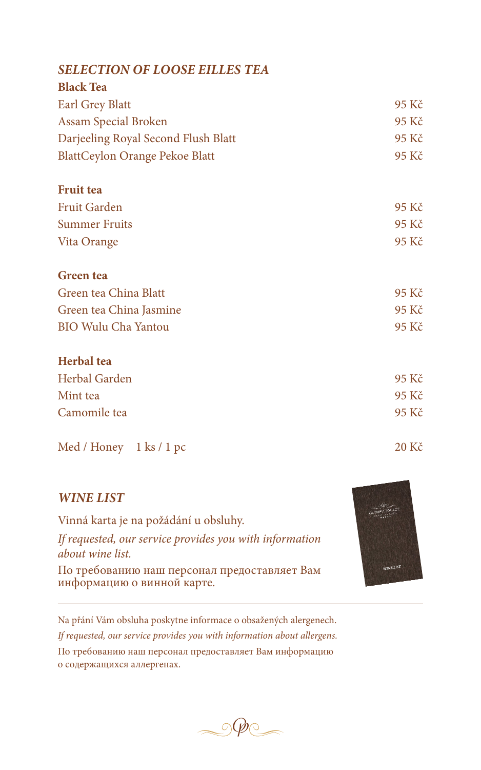## *SELECTION OF LOOSE EILLES TEA*

**Black Tea**

| | |
|---|---|
| Earl Grey Blatt | 95 Kč |
| Assam Special Broken | 95 Kč |
| Darjeeling Royal Second Flush Blatt | 95 Kč |
| BlattCeylon Orange Pekoe Blatt | 95 Kč |

**Fruit tea**

| | |
|---|---|
| Fruit Garden | 95 Kč |
| Summer Fruits | 95 Kč |
| Vita Orange | 95 Kč |

**Green tea**

| | |
|---|---|
| Green tea China Blatt | 95 Kč |
| Green tea China Jasmine | 95 Kč |
| BIO Wulu Cha Yantou | 95 Kč |

**Herbal tea**

| | |
|---|---|
| Herbal Garden | 95 Kč |
| Mint tea | 95 Kč |
| Camomile tea | 95 Kč |

| | |
|---|---|
| Med / Honey 1 ks / 1 pc | 20 Kč |

## *WINE LIST*

Vinná karta je na požádání u obsluhy.

*If requested, our service provides you with information about wine list.*

По требованию наш персонал предоставляет Вам информацию о винной карте.

---

Na přání Vám obsluha poskytne informace o obsažených alergenech.

*If requested, our service provides you with information about allergens.*

По требованию наш персонал предоставляет Вам информацию о содержащихся аллергенах.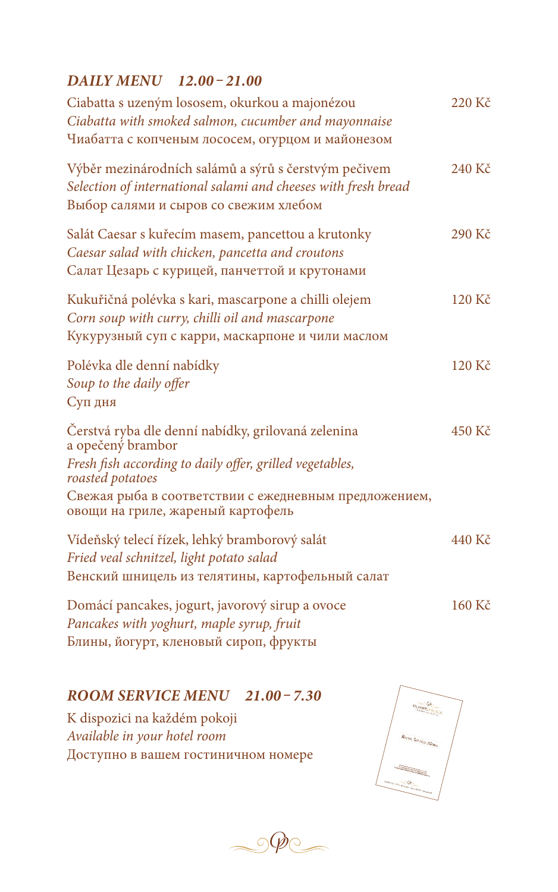## *DAILY MENU 12.00 – 21.00*

Ciabatta s uzeným lososem, okurkou a majonézou — 220 Kč
*Ciabatta with smoked salmon, cucumber and mayonnaise*
Чиабатта с копченым лососем, огурцом и майонезом

Výběr mezinárodních salámů a sýrů s čerstvým pečivem — 240 Kč
*Selection of international salami and cheeses with fresh bread*
Выбор салями и сыров со свежим хлебом

Salát Caesar s kuřecím masem, pancettou a krutonky — 290 Kč
*Caesar salad with chicken, pancetta and croutons*
Салат Цезарь с курицей, панчеттой и крутонами

Kukuřičná polévka s kari, mascarpone a chilli olejem — 120 Kč
*Corn soup with curry, chilli oil and mascarpone*
Кукурузный суп с карри, маскарпоне и чили маслом

Polévka dle denní nabídky — 120 Kč
*Soup to the daily offer*
Суп дня

Čerstvá ryba dle denní nabídky, grilovaná zelenina a opečený brambor — 450 Kč
*Fresh fish according to daily offer, grilled vegetables, roasted potatoes*
Свежая рыба в соответствии с ежедневным предложением, овощи на гриле, жареный картофель

Vídeňský telecí řízek, lehký bramborový salát — 440 Kč
*Fried veal schnitzel, light potato salad*
Венский шницель из телятины, картофельный салат

Domácí pancakes, jogurt, javorový sirup a ovoce — 160 Kč
*Pancakes with yoghurt, maple syrup, fruit*
Блины, йогурт, кленовый сироп, фрукты

## *ROOM SERVICE MENU 21.00 – 7.30*

K dispozici na každém pokoji
*Available in your hotel room*
Доступно в вашем гостиничном номере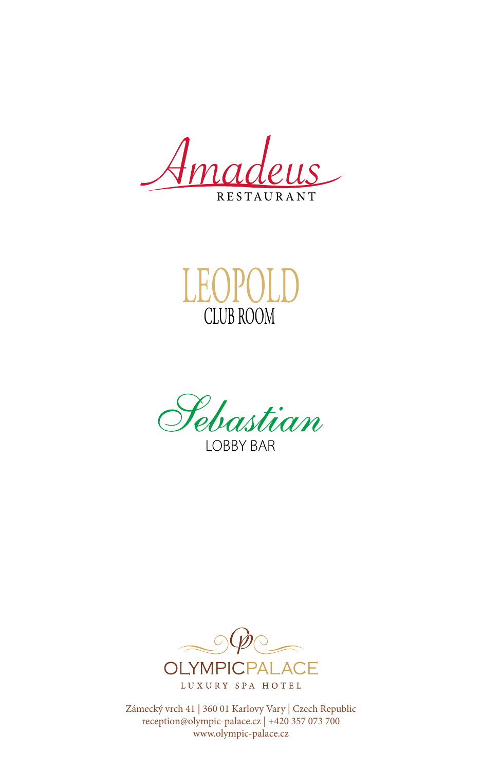Amadeus
RESTAURANT

LEOPOLD
CLUB ROOM

Sebastian
LOBBY BAR

OLYMPICPALACE
LUXURY SPA HOTEL

Zámecký vrch 41 | 360 01 Karlovy Vary | Czech Republic
reception@olympic-palace.cz | +420 357 073 700
www.olympic-palace.cz